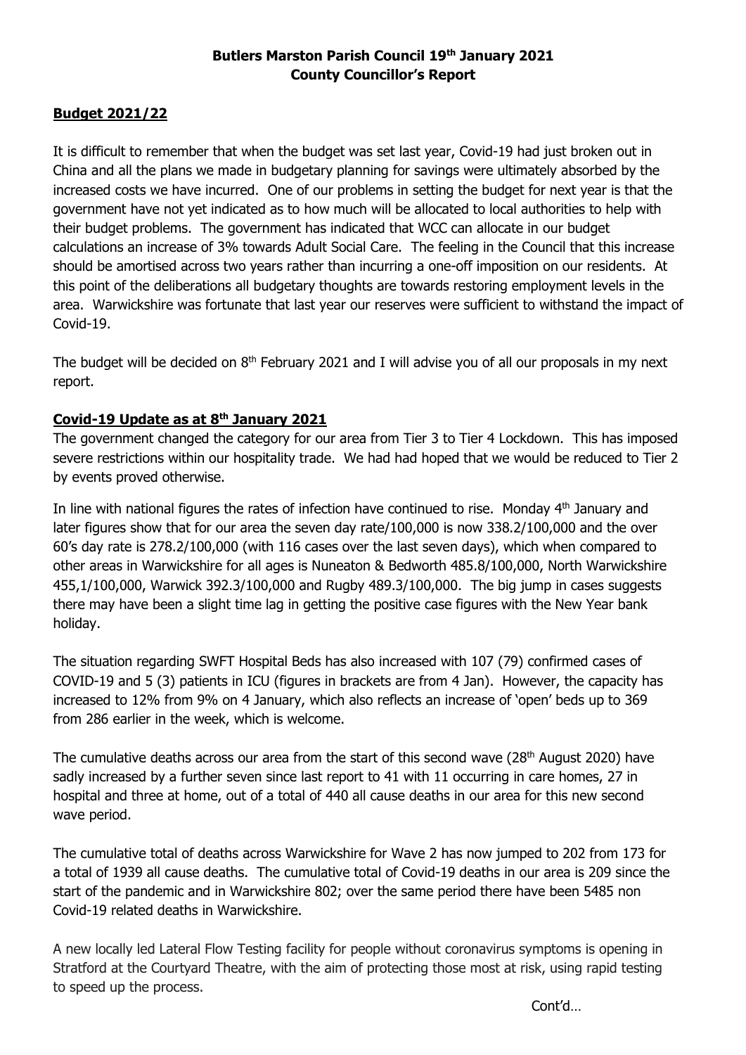**Butlers Marston Parish Council 19th January 2021**
**County Councillor's Report**

## Budget 2021/22

It is difficult to remember that when the budget was set last year, Covid-19 had just broken out in China and all the plans we made in budgetary planning for savings were ultimately absorbed by the increased costs we have incurred. One of our problems in setting the budget for next year is that the government have not yet indicated as to how much will be allocated to local authorities to help with their budget problems. The government has indicated that WCC can allocate in our budget calculations an increase of 3% towards Adult Social Care. The feeling in the Council that this increase should be amortised across two years rather than incurring a one-off imposition on our residents. At this point of the deliberations all budgetary thoughts are towards restoring employment levels in the area. Warwickshire was fortunate that last year our reserves were sufficient to withstand the impact of Covid-19.

The budget will be decided on 8th February 2021 and I will advise you of all our proposals in my next report.

## Covid-19 Update as at 8th January 2021

The government changed the category for our area from Tier 3 to Tier 4 Lockdown. This has imposed severe restrictions within our hospitality trade. We had had hoped that we would be reduced to Tier 2 by events proved otherwise.

In line with national figures the rates of infection have continued to rise. Monday 4th January and later figures show that for our area the seven day rate/100,000 is now 338.2/100,000 and the over 60's day rate is 278.2/100,000 (with 116 cases over the last seven days), which when compared to other areas in Warwickshire for all ages is Nuneaton & Bedworth 485.8/100,000, North Warwickshire 455,1/100,000, Warwick 392.3/100,000 and Rugby 489.3/100,000. The big jump in cases suggests there may have been a slight time lag in getting the positive case figures with the New Year bank holiday.

The situation regarding SWFT Hospital Beds has also increased with 107 (79) confirmed cases of COVID-19 and 5 (3) patients in ICU (figures in brackets are from 4 Jan). However, the capacity has increased to 12% from 9% on 4 January, which also reflects an increase of 'open' beds up to 369 from 286 earlier in the week, which is welcome.

The cumulative deaths across our area from the start of this second wave (28th August 2020) have sadly increased by a further seven since last report to 41 with 11 occurring in care homes, 27 in hospital and three at home, out of a total of 440 all cause deaths in our area for this new second wave period.

The cumulative total of deaths across Warwickshire for Wave 2 has now jumped to 202 from 173 for a total of 1939 all cause deaths. The cumulative total of Covid-19 deaths in our area is 209 since the start of the pandemic and in Warwickshire 802; over the same period there have been 5485 non Covid-19 related deaths in Warwickshire.

A new locally led Lateral Flow Testing facility for people without coronavirus symptoms is opening in Stratford at the Courtyard Theatre, with the aim of protecting those most at risk, using rapid testing to speed up the process.

Cont'd…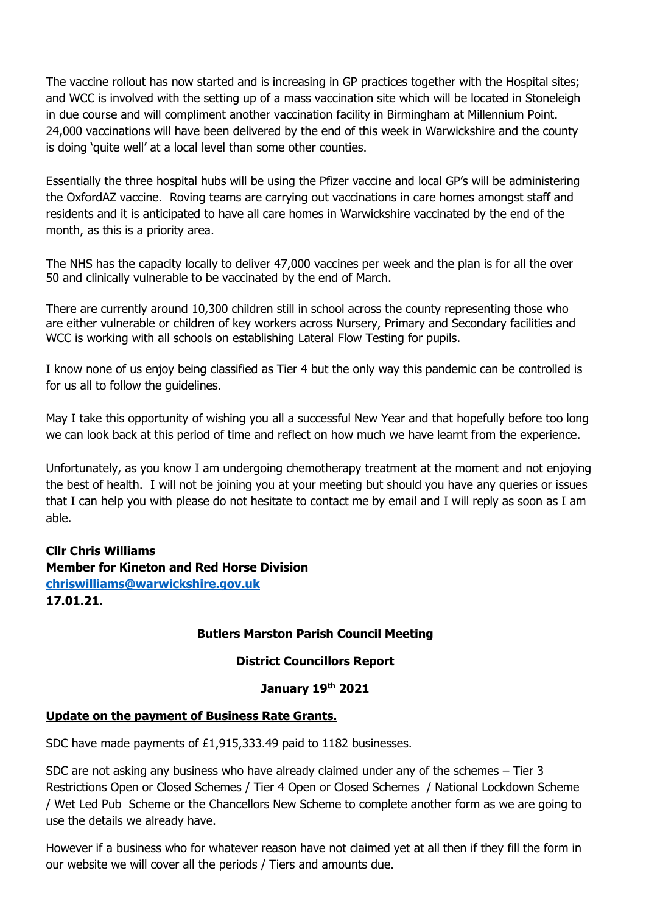The vaccine rollout has now started and is increasing in GP practices together with the Hospital sites; and WCC is involved with the setting up of a mass vaccination site which will be located in Stoneleigh in due course and will compliment another vaccination facility in Birmingham at Millennium Point. 24,000 vaccinations will have been delivered by the end of this week in Warwickshire and the county is doing 'quite well' at a local level than some other counties.

Essentially the three hospital hubs will be using the Pfizer vaccine and local GP's will be administering the OxfordAZ vaccine. Roving teams are carrying out vaccinations in care homes amongst staff and residents and it is anticipated to have all care homes in Warwickshire vaccinated by the end of the month, as this is a priority area.

The NHS has the capacity locally to deliver 47,000 vaccines per week and the plan is for all the over 50 and clinically vulnerable to be vaccinated by the end of March.

There are currently around 10,300 children still in school across the county representing those who are either vulnerable or children of key workers across Nursery, Primary and Secondary facilities and WCC is working with all schools on establishing Lateral Flow Testing for pupils.

I know none of us enjoy being classified as Tier 4 but the only way this pandemic can be controlled is for us all to follow the guidelines.

May I take this opportunity of wishing you all a successful New Year and that hopefully before too long we can look back at this period of time and reflect on how much we have learnt from the experience.

Unfortunately, as you know I am undergoing chemotherapy treatment at the moment and not enjoying the best of health. I will not be joining you at your meeting but should you have any queries or issues that I can help you with please do not hesitate to contact me by email and I will reply as soon as I am able.

**Cllr Chris Williams**
**Member for Kineton and Red Horse Division**
**[chriswilliams@warwickshire.gov.uk](mailto:chriswilliams@warwickshire.gov.uk)**
**17.01.21.**

**Butlers Marston Parish Council Meeting**

**District Councillors Report**

**January 19th 2021**

**Update on the payment of Business Rate Grants.**

SDC have made payments of £1,915,333.49 paid to 1182 businesses.

SDC are not asking any business who have already claimed under any of the schemes – Tier 3 Restrictions Open or Closed Schemes / Tier 4 Open or Closed Schemes / National Lockdown Scheme / Wet Led Pub Scheme or the Chancellors New Scheme to complete another form as we are going to use the details we already have.

However if a business who for whatever reason have not claimed yet at all then if they fill the form in our website we will cover all the periods / Tiers and amounts due.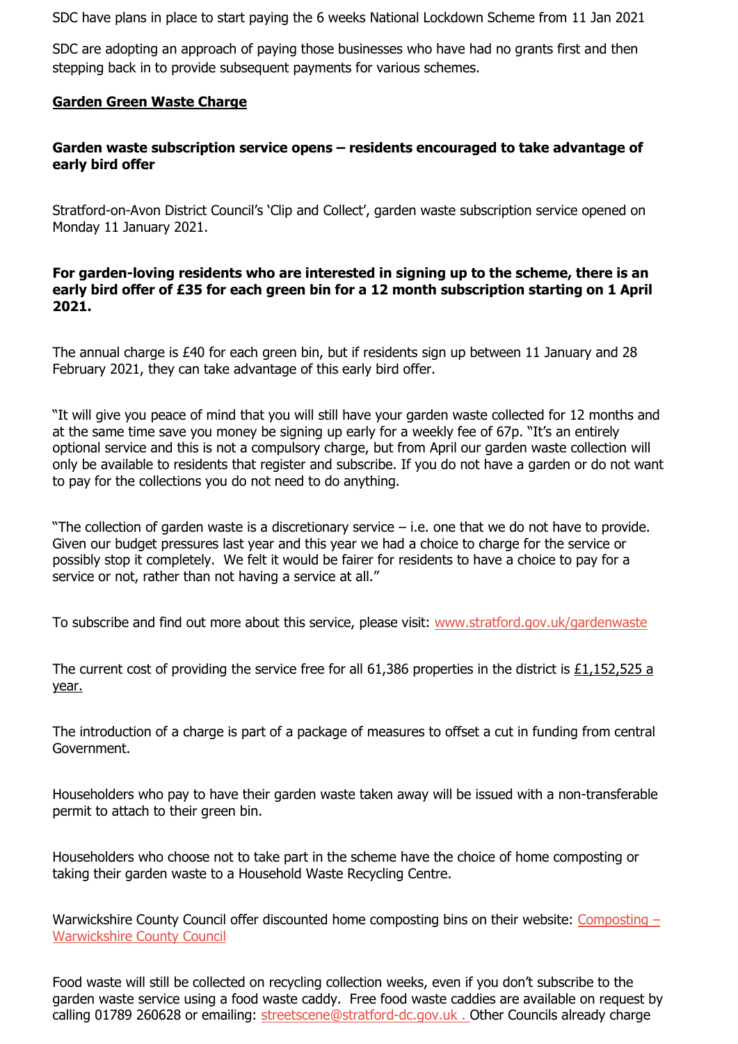SDC have plans in place to start paying the 6 weeks National Lockdown Scheme from 11 Jan 2021

SDC are adopting an approach of paying those businesses who have had no grants first and then stepping back in to provide subsequent payments for various schemes.

**Garden Green Waste Charge**

**Garden waste subscription service opens – residents encouraged to take advantage of early bird offer**

Stratford-on-Avon District Council's 'Clip and Collect', garden waste subscription service opened on Monday 11 January 2021.

**For garden-loving residents who are interested in signing up to the scheme, there is an early bird offer of £35 for each green bin for a 12 month subscription starting on 1 April 2021.**

The annual charge is £40 for each green bin, but if residents sign up between 11 January and 28 February 2021, they can take advantage of this early bird offer.

"It will give you peace of mind that you will still have your garden waste collected for 12 months and at the same time save you money be signing up early for a weekly fee of 67p. "It's an entirely optional service and this is not a compulsory charge, but from April our garden waste collection will only be available to residents that register and subscribe. If you do not have a garden or do not want to pay for the collections you do not need to do anything.

"The collection of garden waste is a discretionary service – i.e. one that we do not have to provide. Given our budget pressures last year and this year we had a choice to charge for the service or possibly stop it completely. We felt it would be fairer for residents to have a choice to pay for a service or not, rather than not having a service at all."

To subscribe and find out more about this service, please visit: www.stratford.gov.uk/gardenwaste

The current cost of providing the service free for all 61,386 properties in the district is £1,152,525 a year.

The introduction of a charge is part of a package of measures to offset a cut in funding from central Government.

Householders who pay to have their garden waste taken away will be issued with a non-transferable permit to attach to their green bin.

Householders who choose not to take part in the scheme have the choice of home composting or taking their garden waste to a Household Waste Recycling Centre.

Warwickshire County Council offer discounted home composting bins on their website: Composting – Warwickshire County Council

Food waste will still be collected on recycling collection weeks, even if you don't subscribe to the garden waste service using a food waste caddy. Free food waste caddies are available on request by calling 01789 260628 or emailing: streetscene@stratford-dc.gov.uk . Other Councils already charge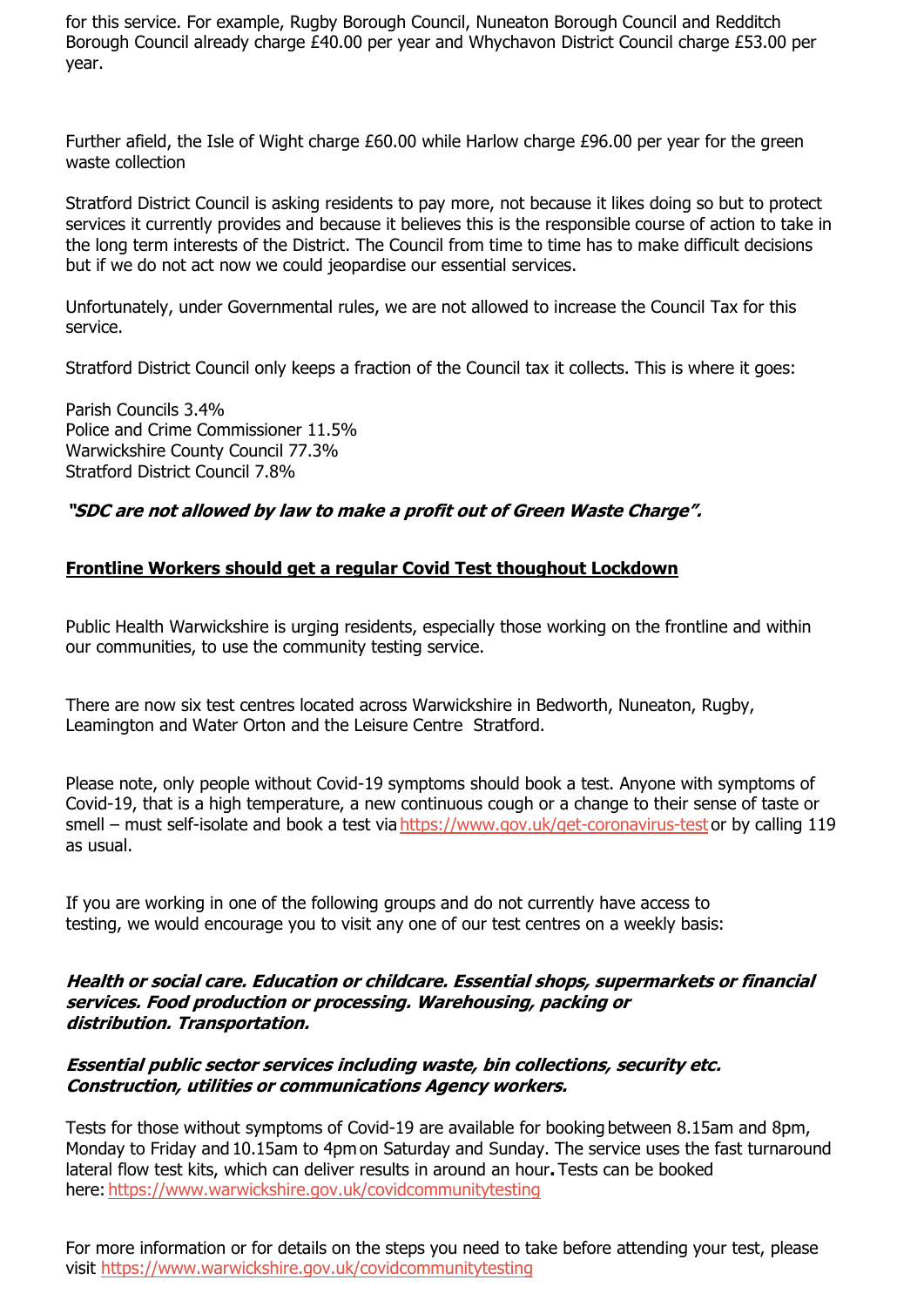for this service. For example, Rugby Borough Council, Nuneaton Borough Council and Redditch Borough Council already charge £40.00 per year and Whychavon District Council charge £53.00 per year.

Further afield, the Isle of Wight charge £60.00 while Harlow charge £96.00 per year for the green waste collection

Stratford District Council is asking residents to pay more, not because it likes doing so but to protect services it currently provides and because it believes this is the responsible course of action to take in the long term interests of the District. The Council from time to time has to make difficult decisions but if we do not act now we could jeopardise our essential services.

Unfortunately, under Governmental rules, we are not allowed to increase the Council Tax for this service.

Stratford District Council only keeps a fraction of the Council tax it collects. This is where it goes:

Parish Councils 3.4%
Police and Crime Commissioner 11.5%
Warwickshire County Council 77.3%
Stratford District Council 7.8%

***"SDC are not allowed by law to make a profit out of Green Waste Charge".***

## Frontline Workers should get a regular Covid Test thoughout Lockdown

Public Health Warwickshire is urging residents, especially those working on the frontline and within our communities, to use the community testing service.

There are now six test centres located across Warwickshire in Bedworth, Nuneaton, Rugby, Leamington and Water Orton and the Leisure Centre Stratford.

Please note, only people without Covid-19 symptoms should book a test. Anyone with symptoms of Covid-19, that is a high temperature, a new continuous cough or a change to their sense of taste or smell – must self-isolate and book a test via https://www.gov.uk/get-coronavirus-test or by calling 119 as usual.

If you are working in one of the following groups and do not currently have access to testing, we would encourage you to visit any one of our test centres on a weekly basis:

***Health or social care. Education or childcare. Essential shops, supermarkets or financial services. Food production or processing. Warehousing, packing or distribution. Transportation.***

***Essential public sector services including waste, bin collections, security etc. Construction, utilities or communications Agency workers.***

Tests for those without symptoms of Covid-19 are available for booking between 8.15am and 8pm, Monday to Friday and 10.15am to 4pm on Saturday and Sunday. The service uses the fast turnaround lateral flow test kits, which can deliver results in around an hour**.** Tests can be booked here: https://www.warwickshire.gov.uk/covidcommunitytesting

For more information or for details on the steps you need to take before attending your test, please visit https://www.warwickshire.gov.uk/covidcommunitytesting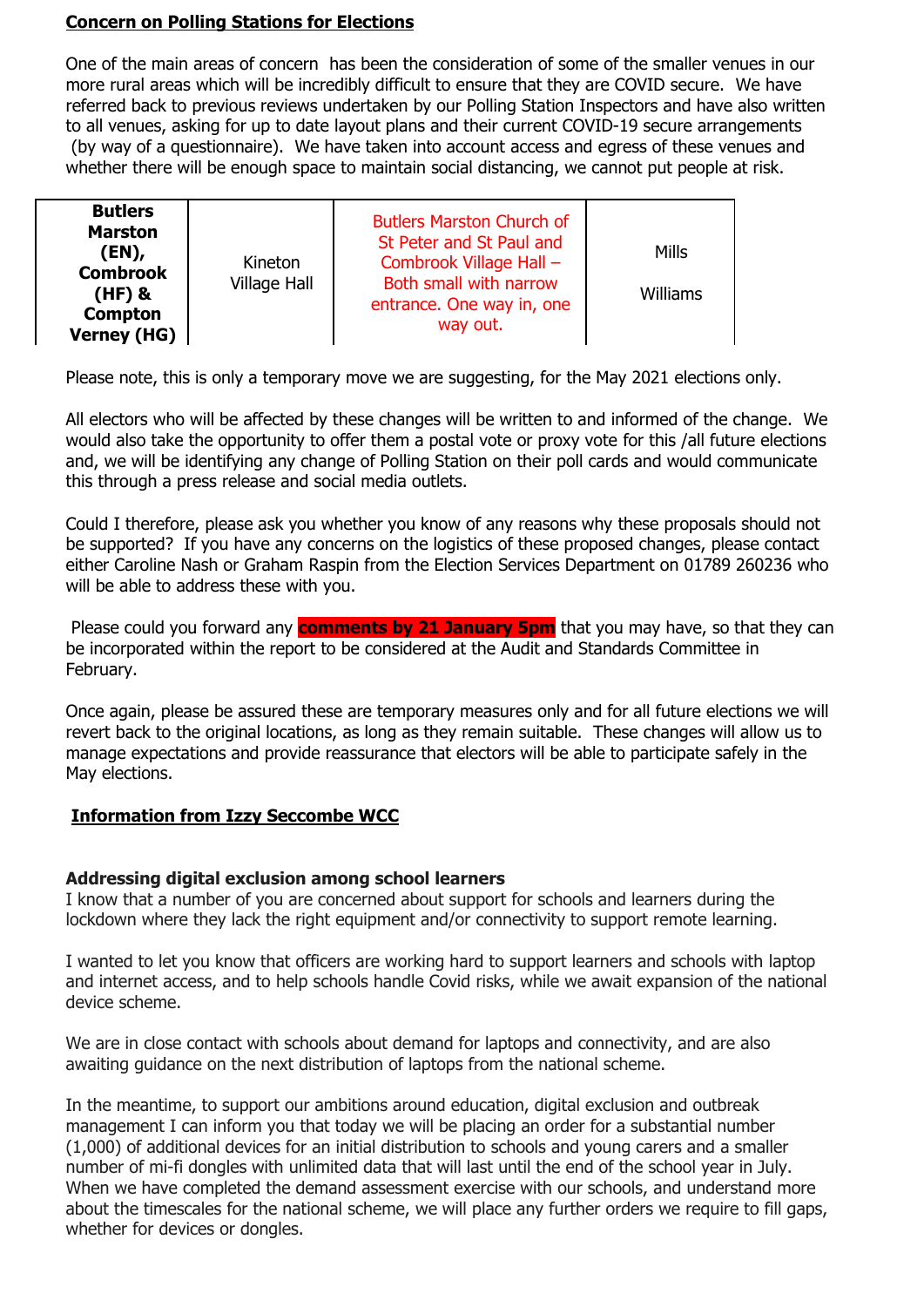**Concern on Polling Stations for Elections**

One of the main areas of concern has been the consideration of some of the smaller venues in our more rural areas which will be incredibly difficult to ensure that they are COVID secure. We have referred back to previous reviews undertaken by our Polling Station Inspectors and have also written to all venues, asking for up to date layout plans and their current COVID-19 secure arrangements (by way of a questionnaire). We have taken into account access and egress of these venues and whether there will be enough space to maintain social distancing, we cannot put people at risk.

| | | | |
|---|---|---|---|
| **Butlers Marston (EN), Combrook (HF) & Compton Verney (HG)** | Kineton Village Hall | Butlers Marston Church of St Peter and St Paul and Combrook Village Hall – Both small with narrow entrance. One way in, one way out. | Mills<br><br>Williams |

Please note, this is only a temporary move we are suggesting, for the May 2021 elections only.

All electors who will be affected by these changes will be written to and informed of the change. We would also take the opportunity to offer them a postal vote or proxy vote for this /all future elections and, we will be identifying any change of Polling Station on their poll cards and would communicate this through a press release and social media outlets.

Could I therefore, please ask you whether you know of any reasons why these proposals should not be supported? If you have any concerns on the logistics of these proposed changes, please contact either Caroline Nash or Graham Raspin from the Election Services Department on 01789 260236 who will be able to address these with you.

Please could you forward any **comments by 21 January 5pm** that you may have, so that they can be incorporated within the report to be considered at the Audit and Standards Committee in February.

Once again, please be assured these are temporary measures only and for all future elections we will revert back to the original locations, as long as they remain suitable. These changes will allow us to manage expectations and provide reassurance that electors will be able to participate safely in the May elections.

**Information from Izzy Seccombe WCC**

**Addressing digital exclusion among school learners**

I know that a number of you are concerned about support for schools and learners during the lockdown where they lack the right equipment and/or connectivity to support remote learning.

I wanted to let you know that officers are working hard to support learners and schools with laptop and internet access, and to help schools handle Covid risks, while we await expansion of the national device scheme.

We are in close contact with schools about demand for laptops and connectivity, and are also awaiting guidance on the next distribution of laptops from the national scheme.

In the meantime, to support our ambitions around education, digital exclusion and outbreak management I can inform you that today we will be placing an order for a substantial number (1,000) of additional devices for an initial distribution to schools and young carers and a smaller number of mi-fi dongles with unlimited data that will last until the end of the school year in July. When we have completed the demand assessment exercise with our schools, and understand more about the timescales for the national scheme, we will place any further orders we require to fill gaps, whether for devices or dongles.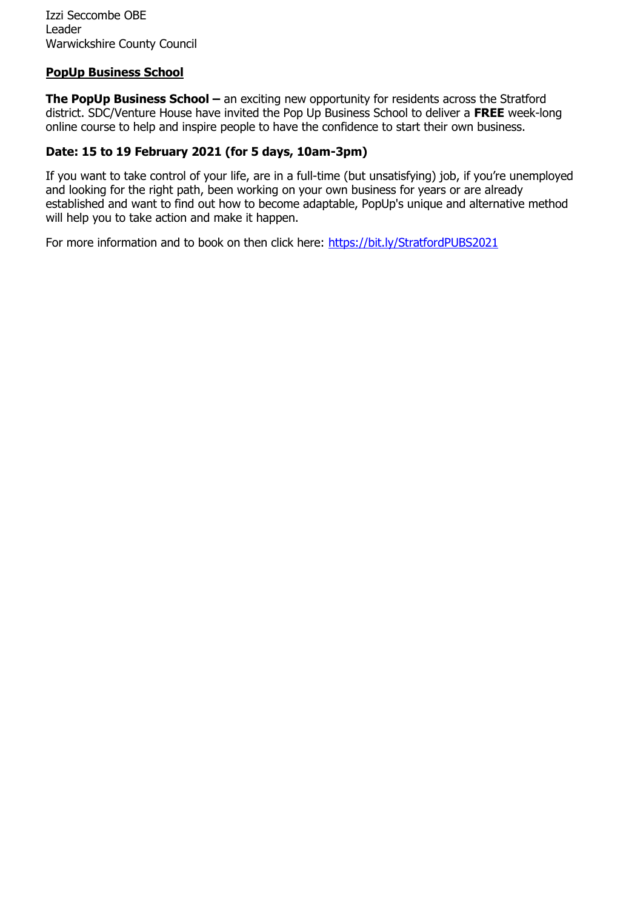Izzi Seccombe OBE
Leader
Warwickshire County Council

**PopUp Business School**

**The PopUp Business School –** an exciting new opportunity for residents across the Stratford district. SDC/Venture House have invited the Pop Up Business School to deliver a **FREE** week-long online course to help and inspire people to have the confidence to start their own business.

**Date: 15 to 19 February 2021 (for 5 days, 10am-3pm)**

If you want to take control of your life, are in a full-time (but unsatisfying) job, if you're unemployed and looking for the right path, been working on your own business for years or are already established and want to find out how to become adaptable, PopUp's unique and alternative method will help you to take action and make it happen.

For more information and to book on then click here: [https://bit.ly/StratfordPUBS2021](https://bit.ly/StratfordPUBS2021)